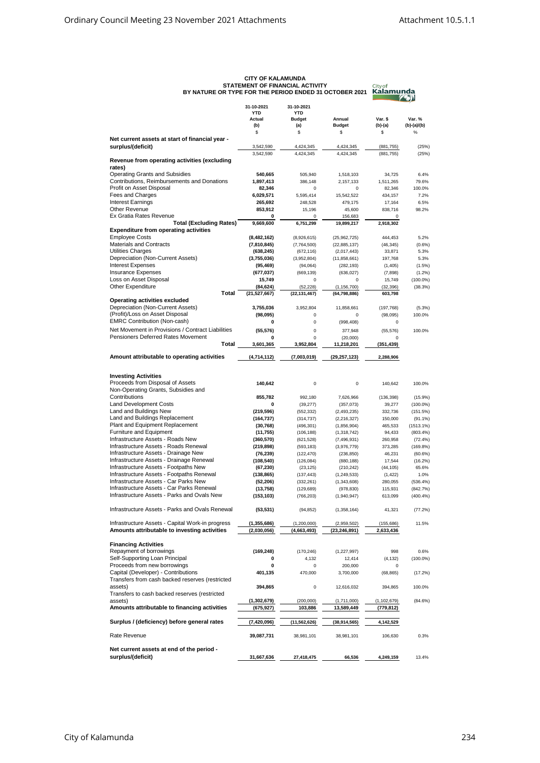# CITY OF KALAMUNDA
## STATEMENT OF FINANCIAL ACTIVITY
## BY NATURE OR TYPE FOR THE PERIOD ENDED 31 OCTOBER 2021

| | 31-10-2021 YTD Actual (b) $ | 31-10-2021 YTD Budget (a) $ | Annual Budget $ | Var. $ (b)-(a) $ | Var. % (b)-(a)/(b) % |
|---|---|---|---|---|---|
| **Net current assets at start of financial year - surplus/(deficit)** | 3,542,590 | 4,424,345 | 4,424,345 | (881,755) | (25%) |
| | 3,542,590 | 4,424,345 | 4,424,345 | (881,755) | (25%) |
| **Revenue from operating activities (excluding rates)** | | | | | |
| Operating Grants and Subsidies | **540,665** | 505,940 | 1,518,103 | 34,725 | 6.4% |
| Contributions, Reimbursements and Donations | **1,897,413** | 386,148 | 2,157,133 | 1,511,265 | 79.6% |
| Profit on Asset Disposal | **82,346** | 0 | 0 | 82,346 | 100.0% |
| Fees and Charges | **6,029,571** | 5,595,414 | 15,542,522 | 434,157 | 7.2% |
| Interest Earnings | **265,692** | 248,528 | 479,175 | 17,164 | 6.5% |
| Other Revenue | **853,912** | 15,196 | 45,600 | 838,716 | 98.2% |
| Ex Gratia Rates Revenue | **0** | 0 | 156,683 | 0 | |
| **Total (Excluding Rates)** | **9,669,600** | **6,751,299** | **19,899,217** | **2,918,302** | |
| **Expenditure from operating activities** | | | | | |
| Employee Costs | **(8,482,162)** | (8,926,615) | (25,962,725) | 444,453 | 5.2% |
| Materials and Contracts | **(7,810,845)** | (7,764,500) | (22,885,137) | (46,345) | (0.6%) |
| Utilities Charges | **(638,245)** | (672,116) | (2,017,443) | 33,871 | 5.3% |
| Depreciation (Non-Current Assets) | **(3,755,036)** | (3,952,804) | (11,858,661) | 197,768 | 5.3% |
| Interest Expenses | **(95,469)** | (94,064) | (282,193) | (1,405) | (1.5%) |
| Insurance Expenses | **(677,037)** | (669,139) | (636,027) | (7,898) | (1.2%) |
| Loss on Asset Disposal | **15,749** | 0 | 0 | 15,749 | (100.0%) |
| Other Expenditure | **(84,624)** | (52,228) | (1,156,700) | (32,396) | (38.3%) |
| **Total** | **(21,527,667)** | **(22,131,467)** | **(64,798,886)** | **603,798** | |
| **Operating activities excluded** | | | | | |
| Depreciation (Non-Current Assets) | **3,755,036** | 3,952,804 | 11,858,661 | (197,768) | (5.3%) |
| (Profit)/Loss on Asset Disposal | **(98,095)** | 0 | 0 | (98,095) | 100.0% |
| EMRC Contribution (Non-cash) | **0** | 0 | (998,408) | 0 | |
| Net Movement in Provisions / Contract Liabilities | **(55,576)** | 0 | 377,948 | (55,576) | 100.0% |
| Pensioners Deferred Rates Movement | **0** | 0 | (20,000) | 0 | |
| **Total** | **3,601,365** | **3,952,804** | **11,218,201** | **(351,439)** | |
| **Amount attributable to operating activities** | **(4,714,112)** | **(7,003,019)** | **(29,257,123)** | **2,288,906** | |
| **Investing Activities** | | | | | |
| Proceeds from Disposal of Assets | **140,642** | 0 | 0 | 140,642 | 100.0% |
| Non-Operating Grants, Subsidies and Contributions | **855,782** | 992,180 | 7,626,966 | (136,398) | (15.9%) |
| Land Development Costs | **0** | (39,277) | (357,073) | 39,277 | (100.0%) |
| Land and Buildings New | **(219,596)** | (552,332) | (2,493,235) | 332,736 | (151.5%) |
| Land and Buildings Replacement | **(164,737)** | (314,737) | (2,216,327) | 150,000 | (91.1%) |
| Plant and Equipment Replacement | **(30,768)** | (496,301) | (1,856,904) | 465,533 | (1513.1%) |
| Furniture and Equipment | **(11,755)** | (106,188) | (1,318,742) | 94,433 | (803.4%) |
| Infrastructure Assets - Roads New | **(360,570)** | (621,528) | (7,496,931) | 260,958 | (72.4%) |
| Infrastructure Assets - Roads Renewal | **(219,898)** | (593,183) | (3,976,779) | 373,285 | (169.8%) |
| Infrastructure Assets - Drainage New | **(76,239)** | (122,470) | (236,850) | 46,231 | (60.6%) |
| Infrastructure Assets - Drainage Renewal | **(108,540)** | (126,084) | (880,188) | 17,544 | (16.2%) |
| Infrastructure Assets - Footpaths New | **(67,230)** | (23,125) | (210,242) | (44,105) | 65.6% |
| Infrastructure Assets - Footpaths Renewal | **(138,865)** | (137,443) | (1,249,533) | (1,422) | 1.0% |
| Infrastructure Assets - Car Parks New | **(52,206)** | (332,261) | (1,343,608) | 280,055 | (536.4%) |
| Infrastructure Assets - Car Parks Renewal | **(13,758)** | (129,689) | (978,830) | 115,931 | (842.7%) |
| Infrastructure Assets - Parks and Ovals New | **(153,103)** | (766,203) | (1,940,947) | 613,099 | (400.4%) |
| Infrastructure Assets - Parks and Ovals Renewal | **(53,531)** | (94,852) | (1,358,164) | 41,321 | (77.2%) |
| Infrastructure Assets - Capital Work-in progress | **(1,355,686)** | (1,200,000) | (2,959,502) | (155,686) | 11.5% |
| **Amounts attributable to investing activities** | **(2,030,056)** | **(4,663,493)** | **(23,246,891)** | **2,633,436** | |
| **Financing Activities** | | | | | |
| Repayment of borrowings | **(169,248)** | (170,246) | (1,227,997) | 998 | 0.6% |
| Self-Supporting Loan Principal | **0** | 4,132 | 12,414 | (4,132) | (100.0%) |
| Proceeds from new borrowings | **0** | 0 | 200,000 | 0 | |
| Capital (Developer) - Contributions | **401,135** | 470,000 | 3,700,000 | (68,865) | (17.2%) |
| Transfers from cash backed reserves (restricted assets) | **394,865** | 0 | 12,616,032 | 394,865 | 100.0% |
| Transfers to cash backed reserves (restricted assets) | **(1,302,679)** | (200,000) | (1,711,000) | (1,102,679) | (84.6%) |
| **Amounts attributable to financing activities** | **(675,927)** | **103,886** | **13,589,449** | **(779,812)** | |
| **Surplus / (deficiency) before general rates** | **(7,420,096)** | **(11,562,626)** | **(38,914,565)** | **4,142,529** | |
| Rate Revenue | **39,087,731** | 38,981,101 | 38,981,101 | 106,630 | 0.3% |
| **Net current assets at end of the period - surplus/(deficit)** | **31,667,636** | **27,418,475** | **66,536** | **4,249,159** | 13.4% |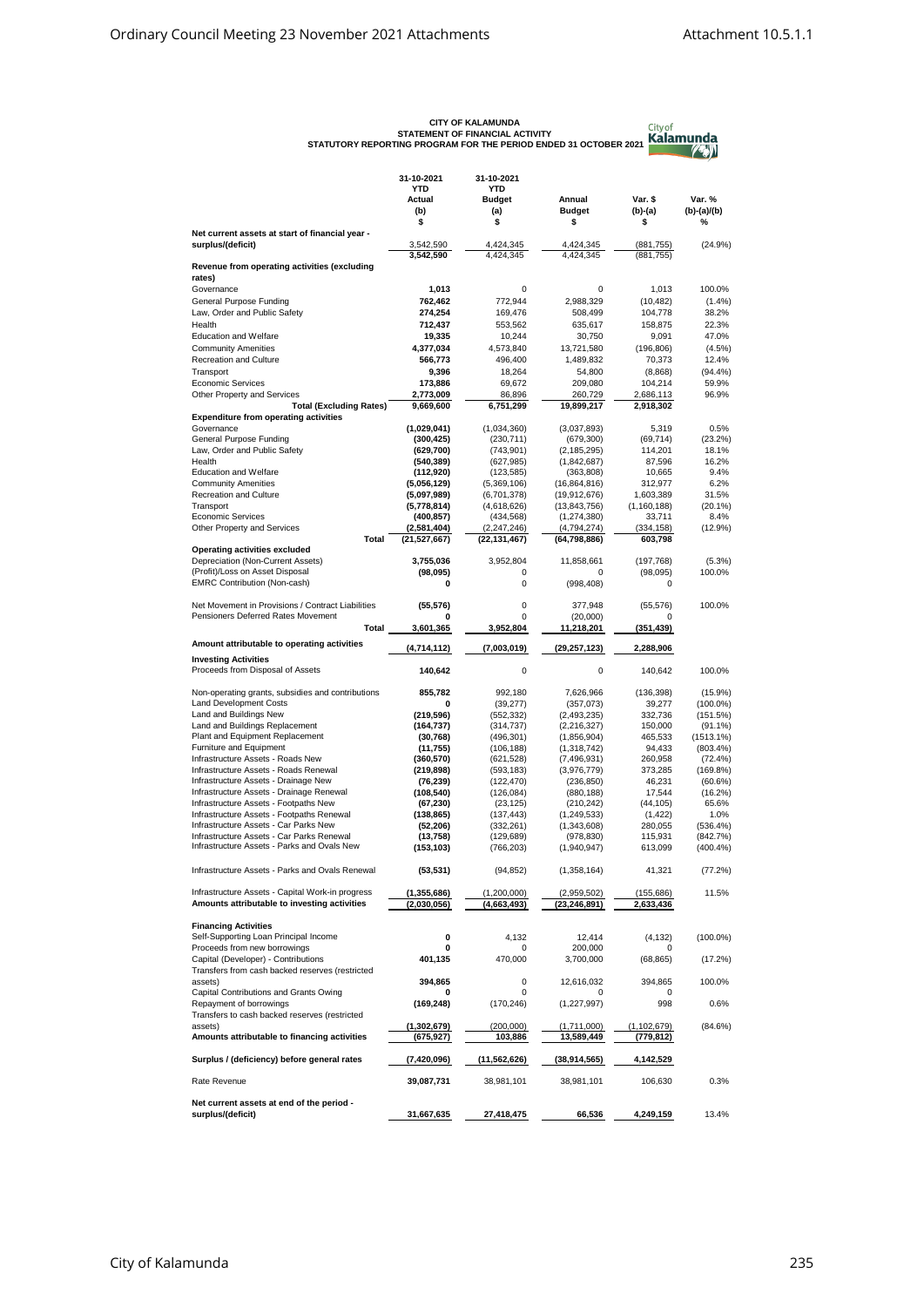**CITY OF KALAMUNDA**
**STATEMENT OF FINANCIAL ACTIVITY**
**STATUTORY REPORTING PROGRAM FOR THE PERIOD ENDED 31 OCTOBER 2021**

| | 31-10-2021 YTD Actual (b) $ | 31-10-2021 YTD Budget (a) $ | Annual Budget $ | Var. $ (b)-(a) $ | Var. % (b)-(a)/(b) % |
|---|---|---|---|---|---|
| **Net current assets at start of financial year - surplus/(deficit)** | 3,542,590 | 4,424,345 | 4,424,345 | (881,755) | (24.9%) |
| | 3,542,590 | 4,424,345 | 4,424,345 | (881,755) | |
| **Revenue from operating activities (excluding rates)** | | | | | |
| Governance | **1,013** | 0 | 0 | 1,013 | 100.0% |
| General Purpose Funding | **762,462** | 772,944 | 2,988,329 | (10,482) | (1.4%) |
| Law, Order and Public Safety | **274,254** | 169,476 | 508,499 | 104,778 | 38.2% |
| Health | **712,437** | 553,562 | 635,617 | 158,875 | 22.3% |
| Education and Welfare | **19,335** | 10,244 | 30,750 | 9,091 | 47.0% |
| Community Amenities | **4,377,034** | 4,573,840 | 13,721,580 | (196,806) | (4.5%) |
| Recreation and Culture | **566,773** | 496,400 | 1,489,832 | 70,373 | 12.4% |
| Transport | **9,396** | 18,264 | 54,800 | (8,868) | (94.4%) |
| Economic Services | **173,886** | 69,672 | 209,080 | 104,214 | 59.9% |
| Other Property and Services | **2,773,009** | 86,896 | 260,729 | 2,686,113 | 96.9% |
| **Total (Excluding Rates)** | **9,669,600** | **6,751,299** | **19,899,217** | **2,918,302** | |
| **Expenditure from operating activities** | | | | | |
| Governance | **(1,029,041)** | (1,034,360) | (3,037,893) | 5,319 | 0.5% |
| General Purpose Funding | **(300,425)** | (230,711) | (679,300) | (69,714) | (23.2%) |
| Law, Order and Public Safety | **(629,700)** | (743,901) | (2,185,295) | 114,201 | 18.1% |
| Health | **(540,389)** | (627,985) | (1,842,687) | 87,596 | 16.2% |
| Education and Welfare | **(112,920)** | (123,585) | (363,808) | 10,665 | 9.4% |
| Community Amenities | **(5,056,129)** | (5,369,106) | (16,864,816) | 312,977 | 6.2% |
| Recreation and Culture | **(5,097,989)** | (6,701,378) | (19,912,676) | 1,603,389 | 31.5% |
| Transport | **(5,778,814)** | (4,618,626) | (13,843,756) | (1,160,188) | (20.1%) |
| Economic Services | **(400,857)** | (434,568) | (1,274,380) | 33,711 | 8.4% |
| Other Property and Services | **(2,581,404)** | (2,247,246) | (4,794,274) | (334,158) | (12.9%) |
| **Total** | **(21,527,667)** | **(22,131,467)** | **(64,798,886)** | **603,798** | |
| **Operating activities excluded** | | | | | |
| Depreciation (Non-Current Assets) | **3,755,036** | 3,952,804 | 11,858,661 | (197,768) | (5.3%) |
| (Profit)/Loss on Asset Disposal | **(98,095)** | 0 | 0 | (98,095) | 100.0% |
| EMRC Contribution (Non-cash) | **0** | 0 | (998,408) | 0 | |
| Net Movement in Provisions / Contract Liabilities | **(55,576)** | 0 | 377,948 | (55,576) | 100.0% |
| Pensioners Deferred Rates Movement | **0** | 0 | (20,000) | 0 | |
| **Total** | **3,601,365** | **3,952,804** | **11,218,201** | **(351,439)** | |
| **Amount attributable to operating activities** | **(4,714,112)** | **(7,003,019)** | **(29,257,123)** | **2,288,906** | |
| **Investing Activities** | | | | | |
| Proceeds from Disposal of Assets | **140,642** | 0 | 0 | 140,642 | 100.0% |
| Non-operating grants, subsidies and contributions | **855,782** | 992,180 | 7,626,966 | (136,398) | (15.9%) |
| Land Development Costs | **0** | (39,277) | (357,073) | 39,277 | (100.0%) |
| Land and Buildings New | **(219,596)** | (552,332) | (2,493,235) | 332,736 | (151.5%) |
| Land and Buildings Replacement | **(164,737)** | (314,737) | (2,216,327) | 150,000 | (91.1%) |
| Plant and Equipment Replacement | **(30,768)** | (496,301) | (1,856,904) | 465,533 | (1513.1%) |
| Furniture and Equipment | **(11,755)** | (106,188) | (1,318,742) | 94,433 | (803.4%) |
| Infrastructure Assets - Roads New | **(360,570)** | (621,528) | (7,496,931) | 260,958 | (72.4%) |
| Infrastructure Assets - Roads Renewal | **(219,898)** | (593,183) | (3,976,779) | 373,285 | (169.8%) |
| Infrastructure Assets - Drainage New | **(76,239)** | (122,470) | (236,850) | 46,231 | (60.6%) |
| Infrastructure Assets - Drainage Renewal | **(108,540)** | (126,084) | (880,188) | 17,544 | (16.2%) |
| Infrastructure Assets - Footpaths New | **(67,230)** | (23,125) | (210,242) | (44,105) | 65.6% |
| Infrastructure Assets - Footpaths Renewal | **(138,865)** | (137,443) | (1,249,533) | (1,422) | 1.0% |
| Infrastructure Assets - Car Parks New | **(52,206)** | (332,261) | (1,343,608) | 280,055 | (536.4%) |
| Infrastructure Assets - Car Parks Renewal | **(13,758)** | (129,689) | (978,830) | 115,931 | (842.7%) |
| Infrastructure Assets - Parks and Ovals New | **(153,103)** | (766,203) | (1,940,947) | 613,099 | (400.4%) |
| Infrastructure Assets - Parks and Ovals Renewal | **(53,531)** | (94,852) | (1,358,164) | 41,321 | (77.2%) |
| Infrastructure Assets - Capital Work-in progress | **(1,355,686)** | (1,200,000) | (2,959,502) | (155,686) | 11.5% |
| **Amounts attributable to investing activities** | **(2,030,056)** | **(4,663,493)** | **(23,246,891)** | **2,633,436** | |
| **Financing Activities** | | | | | |
| Self-Supporting Loan Principal Income | **0** | 4,132 | 12,414 | (4,132) | (100.0%) |
| Proceeds from new borrowings | **0** | 0 | 200,000 | 0 | |
| Capital (Developer) - Contributions | **401,135** | 470,000 | 3,700,000 | (68,865) | (17.2%) |
| Transfers from cash backed reserves (restricted assets) | **394,865** | 0 | 12,616,032 | 394,865 | 100.0% |
| Capital Contributions and Grants Owing | **0** | 0 | 0 | 0 | |
| Repayment of borrowings | **(169,248)** | (170,246) | (1,227,997) | 998 | 0.6% |
| Transfers to cash backed reserves (restricted assets) | **(1,302,679)** | (200,000) | (1,711,000) | (1,102,679) | (84.6%) |
| **Amounts attributable to financing activities** | **(675,927)** | **103,886** | **13,589,449** | **(779,812)** | |
| **Surplus / (deficiency) before general rates** | **(7,420,096)** | **(11,562,626)** | **(38,914,565)** | **4,142,529** | |
| Rate Revenue | **39,087,731** | 38,981,101 | 38,981,101 | 106,630 | 0.3% |
| **Net current assets at end of the period - surplus/(deficit)** | **31,667,635** | **27,418,475** | **66,536** | **4,249,159** | 13.4% |